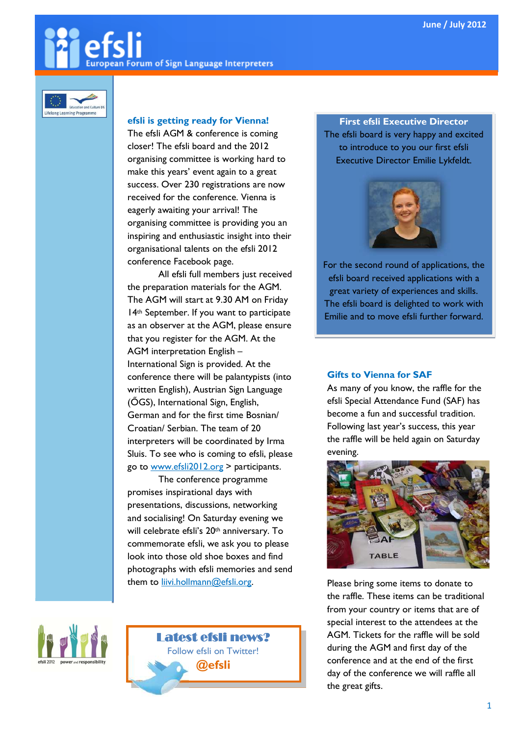# efsli

European Forum of Sign Language Interpreters

June / July 2012

## efsli is getting ready for Vienna!

The efsli AGM & conference is coming closer! The efsli board and the 2012 organising committee is working hard to make this years' event again to a great success. Over 230 registrations are now received for the conference. Vienna is eagerly awaiting your arrival! The organising committee is providing you an inspiring and enthusiastic insight into their organisational talents on the efsli 2012 conference Facebook page.

All efsli full members just received the preparation materials for the AGM. The AGM will start at 9.30 AM on Friday 14th September. If you want to participate as an observer at the AGM, please ensure that you register for the AGM. At the AGM interpretation English – International Sign is provided. At the conference there will be palantypists (into written English), Austrian Sign Language (ŐGS), International Sign, English, German and for the first time Bosnian/ Croatian/ Serbian. The team of 20 interpreters will be coordinated by Irma Sluis. To see who is coming to efsli, please go to www.efsli2012.org > participants.

The conference programme promises inspirational days with presentations, discussions, networking and socialising! On Saturday evening we will celebrate efsli's 20th anniversary. To commemorate efsli, we ask you to please look into those old shoe boxes and find photographs with efsli memories and send them to liivi.hollmann@efsli.org.

## First efsli Executive Director

The efsli board is very happy and excited to introduce to you our first efsli Executive Director Emilie Lykfeldt.

For the second round of applications, the efsli board received applications with a great variety of experiences and skills. The efsli board is delighted to work with Emilie and to move efsli further forward.

## Gifts to Vienna for SAF

As many of you know, the raffle for the efsli Special Attendance Fund (SAF) has become a fun and successful tradition. Following last year's success, this year the raffle will be held again on Saturday evening.

Please bring some items to donate to the raffle. These items can be traditional from your country or items that are of special interest to the attendees at the AGM. Tickets for the raffle will be sold during the AGM and first day of the conference and at the end of the first day of the conference we will raffle all the great gifts.

efsli 2012 power and responsibility

**Latest efsli news?**

Follow efsli on Twitter!

**@efsli**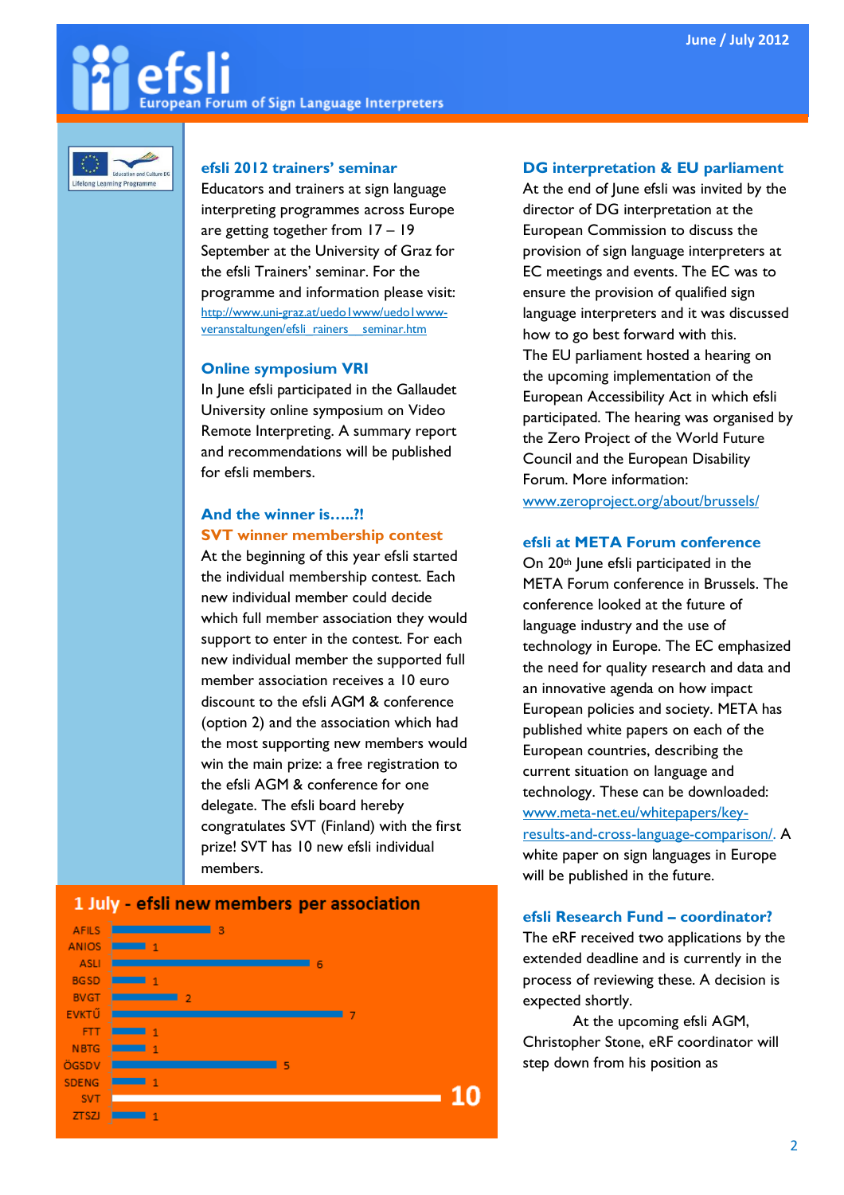## efsli 2012 trainers' seminar

Educators and trainers at sign language interpreting programmes across Europe are getting together from 17 – 19 September at the University of Graz for the efsli Trainers' seminar. For the programme and information please visit: http://www.uni-graz.at/uedo1www/uedo1www-veranstaltungen/efsli_rainers__seminar.htm

## Online symposium VRI

In June efsli participated in the Gallaudet University online symposium on Video Remote Interpreting. A summary report and recommendations will be published for efsli members.

## And the winner is…..?!

### SVT winner membership contest

At the beginning of this year efsli started the individual membership contest. Each new individual member could decide which full member association they would support to enter in the contest. For each new individual member the supported full member association receives a 10 euro discount to the efsli AGM & conference (option 2) and the association which had the most supporting new members would win the main prize: a free registration to the efsli AGM & conference for one delegate. The efsli board hereby congratulates SVT (Finland) with the first prize! SVT has 10 new efsli individual members.

**1 July - efsli new members per association**

| Association | New members |
|---|---|
| AFILS | 3 |
| ANIOS | 1 |
| ASLI | 6 |
| BGSD | 1 |
| BVGT | 2 |
| EVKTŰ | 7 |
| FTT | 1 |
| NBTG | 1 |
| ÖGSDV | 5 |
| SDENG | 1 |
| SVT | 10 |
| ZTSZI | 1 |

## DG interpretation & EU parliament

At the end of June efsli was invited by the director of DG interpretation at the European Commission to discuss the provision of sign language interpreters at EC meetings and events. The EC was to ensure the provision of qualified sign language interpreters and it was discussed how to go best forward with this.

The EU parliament hosted a hearing on the upcoming implementation of the European Accessibility Act in which efsli participated. The hearing was organised by the Zero Project of the World Future Council and the European Disability Forum. More information: www.zeroproject.org/about/brussels/

## efsli at META Forum conference

On 20th June efsli participated in the META Forum conference in Brussels. The conference looked at the future of language industry and the use of technology in Europe. The EC emphasized the need for quality research and data and an innovative agenda on how impact European policies and society. META has published white papers on each of the European countries, describing the current situation on language and technology. These can be downloaded: www.meta-net.eu/whitepapers/key-results-and-cross-language-comparison/. A white paper on sign languages in Europe will be published in the future.

## efsli Research Fund – coordinator?

The eRF received two applications by the extended deadline and is currently in the process of reviewing these. A decision is expected shortly.

At the upcoming efsli AGM, Christopher Stone, eRF coordinator will step down from his position as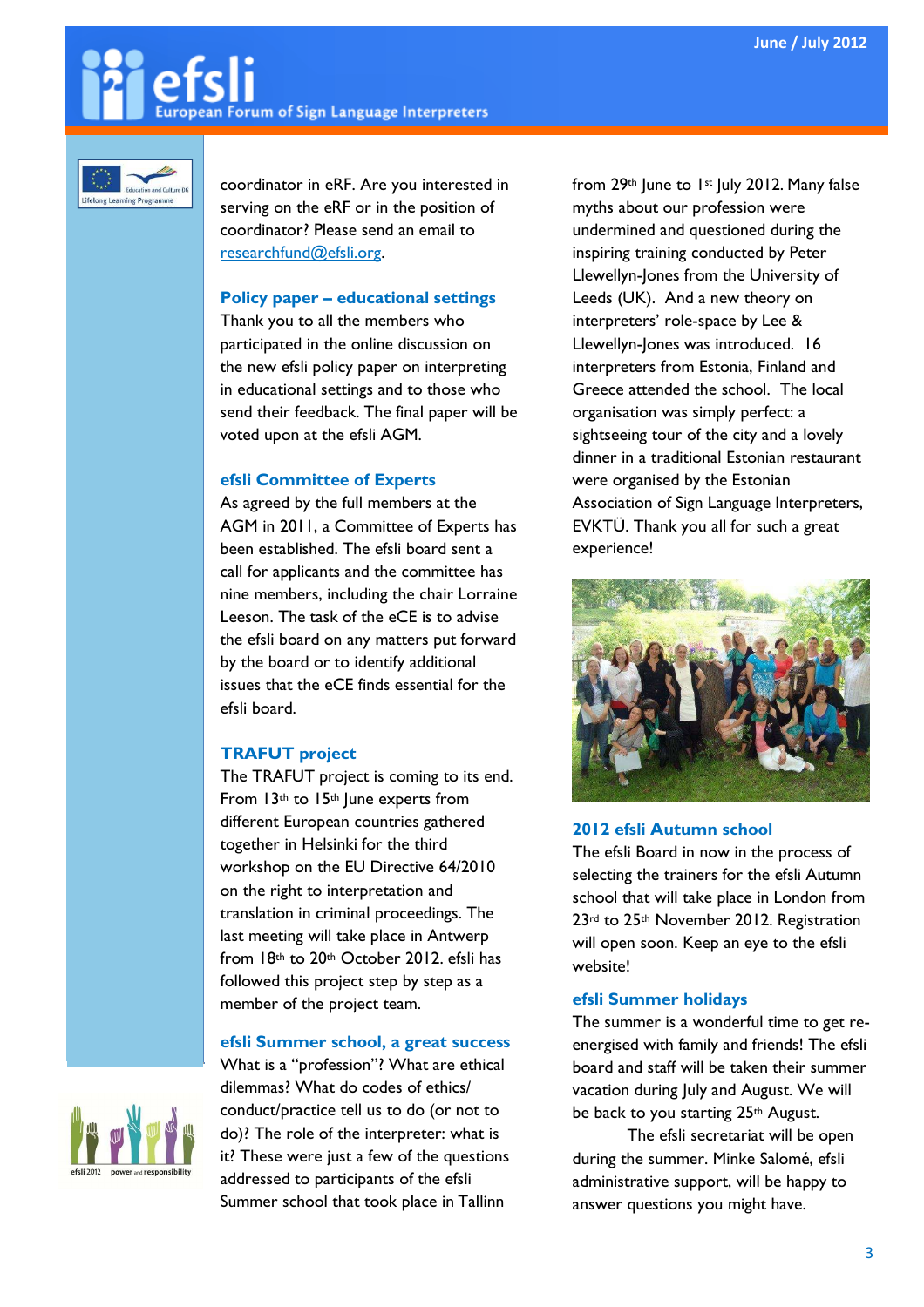coordinator in eRF. Are you interested in serving on the eRF or in the position of coordinator? Please send an email to researchfund@efsli.org.

## Policy paper – educational settings

Thank you to all the members who participated in the online discussion on the new efsli policy paper on interpreting in educational settings and to those who send their feedback. The final paper will be voted upon at the efsli AGM.

## efsli Committee of Experts

As agreed by the full members at the AGM in 2011, a Committee of Experts has been established. The efsli board sent a call for applicants and the committee has nine members, including the chair Lorraine Leeson. The task of the eCE is to advise the efsli board on any matters put forward by the board or to identify additional issues that the eCE finds essential for the efsli board.

## TRAFUT project

The TRAFUT project is coming to its end. From 13th to 15th June experts from different European countries gathered together in Helsinki for the third workshop on the EU Directive 64/2010 on the right to interpretation and translation in criminal proceedings. The last meeting will take place in Antwerp from 18th to 20th October 2012. efsli has followed this project step by step as a member of the project team.

## efsli Summer school, a great success

What is a "profession"? What are ethical dilemmas? What do codes of ethics/ conduct/practice tell us to do (or not to do)? The role of the interpreter: what is it? These were just a few of the questions addressed to participants of the efsli Summer school that took place in Tallinn from 29th June to 1st July 2012. Many false myths about our profession were undermined and questioned during the inspiring training conducted by Peter Llewellyn-Jones from the University of Leeds (UK). And a new theory on interpreters' role-space by Lee & Llewellyn-Jones was introduced. 16 interpreters from Estonia, Finland and Greece attended the school. The local organisation was simply perfect: a sightseeing tour of the city and a lovely dinner in a traditional Estonian restaurant were organised by the Estonian Association of Sign Language Interpreters, EVKTÜ. Thank you all for such a great experience!

## 2012 efsli Autumn school

The efsli Board in now in the process of selecting the trainers for the efsli Autumn school that will take place in London from 23rd to 25th November 2012. Registration will open soon. Keep an eye to the efsli website!

## efsli Summer holidays

The summer is a wonderful time to get re-energised with family and friends! The efsli board and staff will be taken their summer vacation during July and August. We will be back to you starting 25th August.

The efsli secretariat will be open during the summer. Minke Salomé, efsli administrative support, will be happy to answer questions you might have.